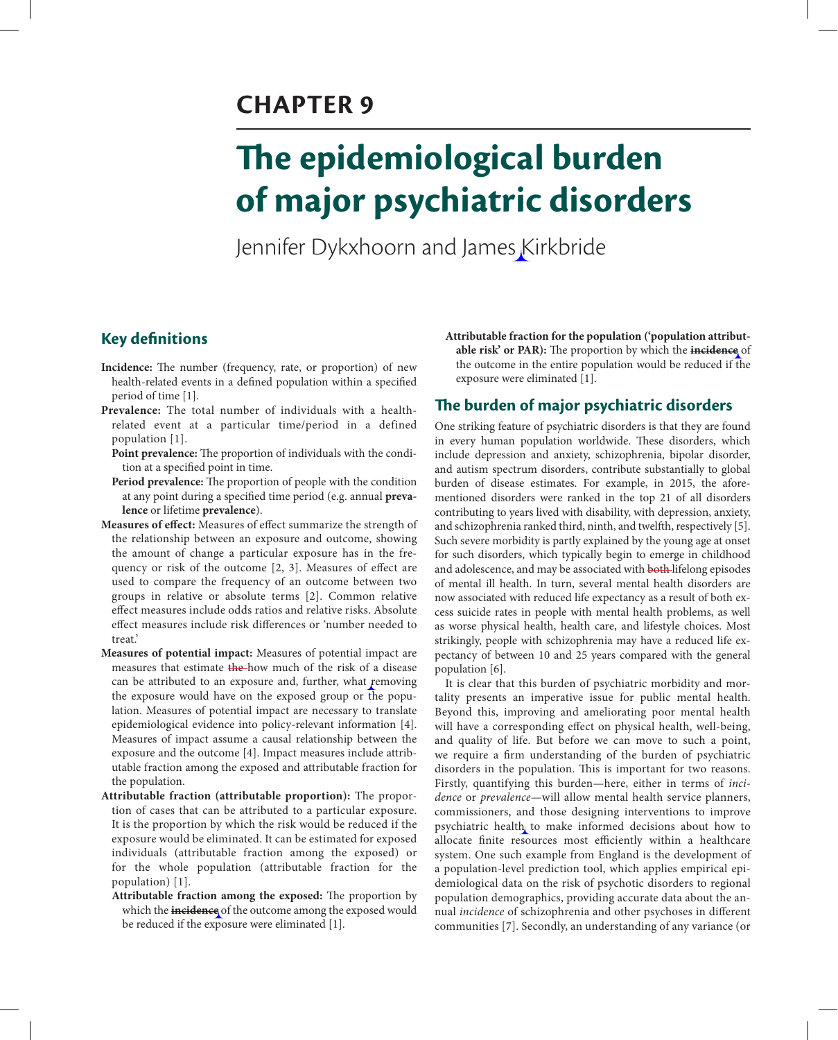# CHAPTER 9

# The epidemiological burden of major psychiatric disorders

Jennifer Dykxhoorn and James Kirkbride

## Key definitions

**Incidence:** The number (frequency, rate, or proportion) of new health-related events in a defined population within a specified period of time [1].

**Prevalence:** The total number of individuals with a health-related event at a particular time/period in a defined population [1].

**Point prevalence:** The proportion of individuals with the condition at a specified point in time.

**Period prevalence:** The proportion of people with the condition at any point during a specified time period (e.g. annual **prevalence** or lifetime **prevalence**).

**Measures of effect:** Measures of effect summarize the strength of the relationship between an exposure and outcome, showing the amount of change a particular exposure has in the frequency or risk of the outcome [2, 3]. Measures of effect are used to compare the frequency of an outcome between two groups in relative or absolute terms [2]. Common relative effect measures include odds ratios and relative risks. Absolute effect measures include risk differences or 'number needed to treat.'

**Measures of potential impact:** Measures of potential impact are measures that estimate ~~the~~ how much of the risk of a disease can be attributed to an exposure and, further, what removing the exposure would have on the exposed group or the population. Measures of potential impact are necessary to translate epidemiological evidence into policy-relevant information [4]. Measures of impact assume a causal relationship between the exposure and the outcome [4]. Impact measures include attributable fraction among the exposed and attributable fraction for the population.

**Attributable fraction (attributable proportion):** The proportion of cases that can be attributed to a particular exposure. It is the proportion by which the risk would be reduced if the exposure would be eliminated. It can be estimated for exposed individuals (attributable fraction among the exposed) or for the whole population (attributable fraction for the population) [1].

**Attributable fraction among the exposed:** The proportion by which the ~~**incidence**~~ of the outcome among the exposed would be reduced if the exposure were eliminated [1].

**Attributable fraction for the population ('population attributable risk' or PAR):** The proportion by which the ~~**incidence**~~ of the outcome in the entire population would be reduced if the exposure were eliminated [1].

## The burden of major psychiatric disorders

One striking feature of psychiatric disorders is that they are found in every human population worldwide. These disorders, which include depression and anxiety, schizophrenia, bipolar disorder, and autism spectrum disorders, contribute substantially to global burden of disease estimates. For example, in 2015, the aforementioned disorders were ranked in the top 21 of all disorders contributing to years lived with disability, with depression, anxiety, and schizophrenia ranked third, ninth, and twelfth, respectively [5]. Such severe morbidity is partly explained by the young age at onset for such disorders, which typically begin to emerge in childhood and adolescence, and may be associated with ~~both~~ lifelong episodes of mental ill health. In turn, several mental health disorders are now associated with reduced life expectancy as a result of both excess suicide rates in people with mental health problems, as well as worse physical health, health care, and lifestyle choices. Most strikingly, people with schizophrenia may have a reduced life expectancy of between 10 and 25 years compared with the general population [6].

It is clear that this burden of psychiatric morbidity and mortality presents an imperative issue for public mental health. Beyond this, improving and ameliorating poor mental health will have a corresponding effect on physical health, well-being, and quality of life. But before we can move to such a point, we require a firm understanding of the burden of psychiatric disorders in the population. This is important for two reasons. Firstly, quantifying this burden—here, either in terms of *incidence* or *prevalence*—will allow mental health service planners, commissioners, and those designing interventions to improve psychiatric health to make informed decisions about how to allocate finite resources most efficiently within a healthcare system. One such example from England is the development of a population-level prediction tool, which applies empirical epidemiological data on the risk of psychotic disorders to regional population demographics, providing accurate data about the annual *incidence* of schizophrenia and other psychoses in different communities [7]. Secondly, an understanding of any variance (or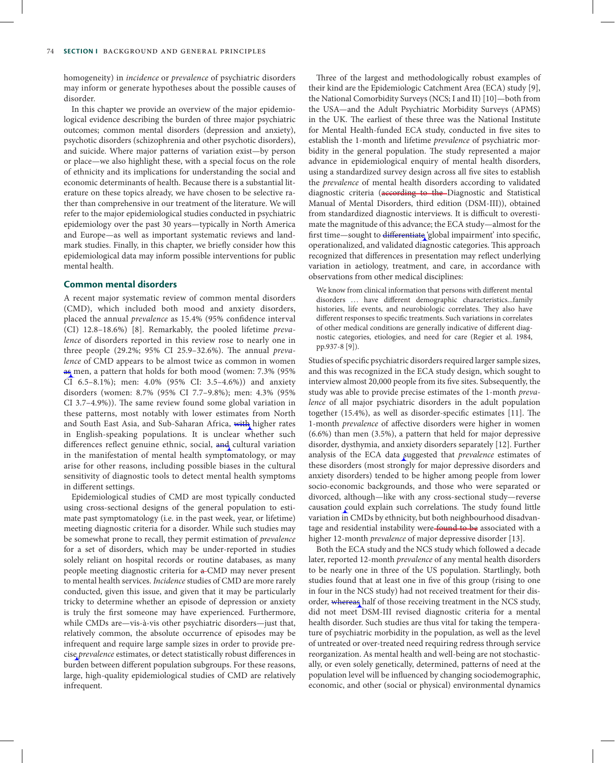homogeneity) in *incidence* or *prevalence* of psychiatric disorders may inform or generate hypotheses about the possible causes of disorder.

In this chapter we provide an overview of the major epidemiological evidence describing the burden of three major psychiatric outcomes; common mental disorders (depression and anxiety), psychotic disorders (schizophrenia and other psychotic disorders), and suicide. Where major patterns of variation exist—by person or place—we also highlight these, with a special focus on the role of ethnicity and its implications for understanding the social and economic determinants of health. Because there is a substantial literature on these topics already, we have chosen to be selective rather than comprehensive in our treatment of the literature. We will refer to the major epidemiological studies conducted in psychiatric epidemiology over the past 30 years—typically in North America and Europe—as well as important systematic reviews and landmark studies. Finally, in this chapter, we briefly consider how this epidemiological data may inform possible interventions for public mental health.

## Common mental disorders

A recent major systematic review of common mental disorders (CMD), which included both mood and anxiety disorders, placed the annual *prevalence* as 15.4% (95% confidence interval (CI) 12.8–18.6%) [8]. Remarkably, the pooled lifetime *prevalence* of disorders reported in this review rose to nearly one in three people (29.2%; 95% CI 25.9–32.6%). The annual *prevalence* of CMD appears to be almost twice as common in women ~~as~~ men, a pattern that holds for both mood (women: 7.3% (95% CI 6.5–8.1%); men: 4.0% (95% CI: 3.5–4.6%)) and anxiety disorders (women: 8.7% (95% CI 7.7–9.8%); men: 4.3% (95% CI 3.7–4.9%)). The same review found some global variation in these patterns, most notably with lower estimates from North and South East Asia, and Sub-Saharan Africa, ~~with~~ higher rates in English-speaking populations. It is unclear whether such differences reflect genuine ethnic, social, ~~and~~ cultural variation in the manifestation of mental health symptomatology, or may arise for other reasons, including possible biases in the cultural sensitivity of diagnostic tools to detect mental health symptoms in different settings.

Epidemiological studies of CMD are most typically conducted using cross-sectional designs of the general population to estimate past symptomatology (i.e. in the past week, year, or lifetime) meeting diagnostic criteria for a disorder. While such studies may be somewhat prone to recall, they permit estimation of *prevalence* for a set of disorders, which may be under-reported in studies solely reliant on hospital records or routine databases, as many people meeting diagnostic criteria for ~~a~~ CMD may never present to mental health services. *Incidence* studies of CMD are more rarely conducted, given this issue, and given that it may be particularly tricky to determine whether an episode of depression or anxiety is truly the first someone may have experienced. Furthermore, while CMDs are—vis-à-vis other psychiatric disorders—just that, relatively common, the absolute occurrence of episodes may be infrequent and require large sample sizes in order to provide precise *prevalence* estimates, or detect statistically robust differences in burden between different population subgroups. For these reasons, large, high-quality epidemiological studies of CMD are relatively infrequent.

Three of the largest and methodologically robust examples of their kind are the Epidemiologic Catchment Area (ECA) study [9], the National Comorbidity Surveys (NCS; I and II) [10]—both from the USA—and the Adult Psychiatric Morbidity Surveys (APMS) in the UK. The earliest of these three was the National Institute for Mental Health-funded ECA study, conducted in five sites to establish the 1-month and lifetime *prevalence* of psychiatric morbidity in the general population. The study represented a major advance in epidemiological enquiry of mental health disorders, using a standardized survey design across all five sites to establish the *prevalence* of mental health disorders according to validated diagnostic criteria (~~according to the~~ Diagnostic and Statistical Manual of Mental Disorders, third edition (DSM-III)), obtained from standardized diagnostic interviews. It is difficult to overestimate the magnitude of this advance; the ECA study—almost for the first time—sought to ~~differentiate~~ 'global impairment' into specific, operationalized, and validated diagnostic categories. This approach recognized that differences in presentation may reflect underlying variation in aetiology, treatment, and care, in accordance with observations from other medical disciplines:

> We know from clinical information that persons with different mental disorders … have different demographic characteristics...family histories, life events, and neurobiologic correlates. They also have different responses to specific treatments. Such variations in correlates of other medical conditions are generally indicative of different diagnostic categories, etiologies, and need for care (Regier et al. 1984, pp.937-8 [9]).

Studies of specific psychiatric disorders required larger sample sizes, and this was recognized in the ECA study design, which sought to interview almost 20,000 people from its five sites. Subsequently, the study was able to provide precise estimates of the 1-month *prevalence* of all major psychiatric disorders in the adult population together (15.4%), as well as disorder-specific estimates [11]. The 1-month *prevalence* of affective disorders were higher in women (6.6%) than men (3.5%), a pattern that held for major depressive disorder, dysthymia, and anxiety disorders separately [12]. Further analysis of the ECA data suggested that *prevalence* estimates of these disorders (most strongly for major depressive disorders and anxiety disorders) tended to be higher among people from lower socio-economic backgrounds, and those who were separated or divorced, although—like with any cross-sectional study—reverse causation could explain such correlations. The study found little variation in CMDs by ethnicity, but both neighbourhood disadvantage and residential instability were ~~found to be~~ associated with a higher 12-month *prevalence* of major depressive disorder [13].

Both the ECA study and the NCS study which followed a decade later, reported 12-month *prevalence* of any mental health disorders to be nearly one in three of the US population. Startlingly, both studies found that at least one in five of this group (rising to one in four in the NCS study) had not received treatment for their disorder, ~~whereas~~ half of those receiving treatment in the NCS study, did not meet DSM-III revised diagnostic criteria for a mental health disorder. Such studies are thus vital for taking the temperature of psychiatric morbidity in the population, as well as the level of untreated or over-treated need requiring redress through service reorganization. As mental health and well-being are not stochastically, or even solely genetically, determined, patterns of need at the population level will be influenced by changing sociodemographic, economic, and other (social or physical) environmental dynamics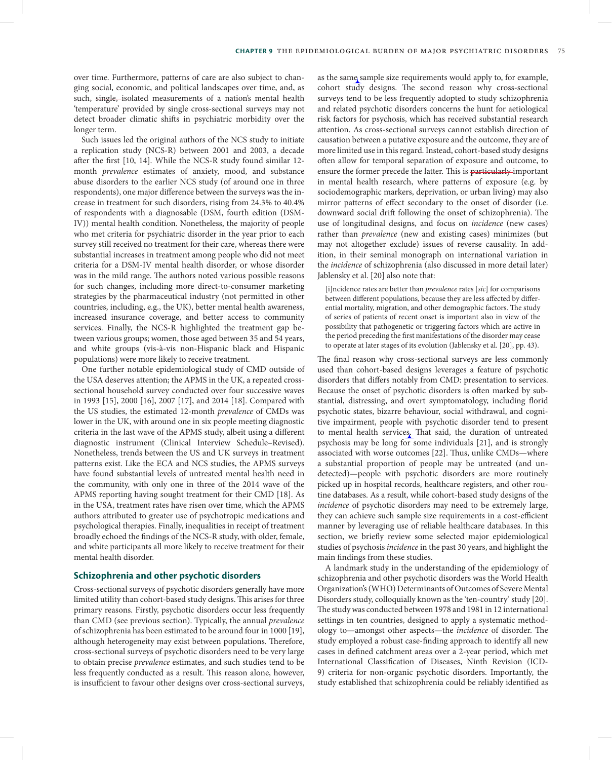over time. Furthermore, patterns of care are also subject to changing social, economic, and political landscapes over time, and, as such, single, isolated measurements of a nation's mental health 'temperature' provided by single cross-sectional surveys may not detect broader climatic shifts in psychiatric morbidity over the longer term.

Such issues led the original authors of the NCS study to initiate a replication study (NCS-R) between 2001 and 2003, a decade after the first [10, 14]. While the NCS-R study found similar 12-month *prevalence* estimates of anxiety, mood, and substance abuse disorders to the earlier NCS study (of around one in three respondents), one major difference between the surveys was the increase in treatment for such disorders, rising from 24.3% to 40.4% of respondents with a diagnosable (DSM, fourth edition (DSM-IV)) mental health condition. Nonetheless, the majority of people who met criteria for psychiatric disorder in the year prior to each survey still received no treatment for their care, whereas there were substantial increases in treatment among people who did not meet criteria for a DSM-IV mental health disorder, or whose disorder was in the mild range. The authors noted various possible reasons for such changes, including more direct-to-consumer marketing strategies by the pharmaceutical industry (not permitted in other countries, including, e.g., the UK), better mental health awareness, increased insurance coverage, and better access to community services. Finally, the NCS-R highlighted the treatment gap between various groups; women, those aged between 35 and 54 years, and white groups (vis-à-vis non-Hispanic black and Hispanic populations) were more likely to receive treatment.

One further notable epidemiological study of CMD outside of the USA deserves attention; the APMS in the UK, a repeated cross-sectional household survey conducted over four successive waves in 1993 [15], 2000 [16], 2007 [17], and 2014 [18]. Compared with the US studies, the estimated 12-month *prevalence* of CMDs was lower in the UK, with around one in six people meeting diagnostic criteria in the last wave of the APMS study, albeit using a different diagnostic instrument (Clinical Interview Schedule–Revised). Nonetheless, trends between the US and UK surveys in treatment patterns exist. Like the ECA and NCS studies, the APMS surveys have found substantial levels of untreated mental health need in the community, with only one in three of the 2014 wave of the APMS reporting having sought treatment for their CMD [18]. As in the USA, treatment rates have risen over time, which the APMS authors attributed to greater use of psychotropic medications and psychological therapies. Finally, inequalities in receipt of treatment broadly echoed the findings of the NCS-R study, with older, female, and white participants all more likely to receive treatment for their mental health disorder.

## Schizophrenia and other psychotic disorders

Cross-sectional surveys of psychotic disorders generally have more limited utility than cohort-based study designs. This arises for three primary reasons. Firstly, psychotic disorders occur less frequently than CMD (see previous section). Typically, the annual *prevalence* of schizophrenia has been estimated to be around four in 1000 [19], although heterogeneity may exist between populations. Therefore, cross-sectional surveys of psychotic disorders need to be very large to obtain precise *prevalence* estimates, and such studies tend to be less frequently conducted as a result. This reason alone, however, is insufficient to favour other designs over cross-sectional surveys, as the same sample size requirements would apply to, for example, cohort study designs. The second reason why cross-sectional surveys tend to be less frequently adopted to study schizophrenia and related psychotic disorders concerns the hunt for aetiological risk factors for psychosis, which has received substantial research attention. As cross-sectional surveys cannot establish direction of causation between a putative exposure and the outcome, they are of more limited use in this regard. Instead, cohort-based study designs often allow for temporal separation of exposure and outcome, to ensure the former precede the latter. This is particularly important in mental health research, where patterns of exposure (e.g. by sociodemographic markers, deprivation, or urban living) may also mirror patterns of effect secondary to the onset of disorder (i.e. downward social drift following the onset of schizophrenia). The use of longitudinal designs, and focus on *incidence* (new cases) rather than *prevalence* (new and existing cases) minimizes (but may not altogether exclude) issues of reverse causality. In addition, in their seminal monograph on international variation in the *incidence* of schizophrenia (also discussed in more detail later) Jablensky et al. [20] also note that:

> [i]ncidence rates are better than *prevalence* rates [*sic*] for comparisons between different populations, because they are less affected by differential mortality, migration, and other demographic factors. The study of series of patients of recent onset is important also in view of the possibility that pathogenetic or triggering factors which are active in the period preceding the first manifestations of the disorder may cease to operate at later stages of its evolution (Jablensky et al. [20], pp. 43).

The final reason why cross-sectional surveys are less commonly used than cohort-based designs leverages a feature of psychotic disorders that differs notably from CMD: presentation to services. Because the onset of psychotic disorders is often marked by substantial, distressing, and overt symptomatology, including florid psychotic states, bizarre behaviour, social withdrawal, and cognitive impairment, people with psychotic disorder tend to present to mental health services. That said, the duration of untreated psychosis may be long for some individuals [21], and is strongly associated with worse outcomes [22]. Thus, unlike CMDs—where a substantial proportion of people may be untreated (and undetected)—people with psychotic disorders are more routinely picked up in hospital records, healthcare registers, and other routine databases. As a result, while cohort-based study designs of the *incidence* of psychotic disorders may need to be extremely large, they can achieve such sample size requirements in a cost-efficient manner by leveraging use of reliable healthcare databases. In this section, we briefly review some selected major epidemiological studies of psychosis *incidence* in the past 30 years, and highlight the main findings from these studies.

A landmark study in the understanding of the epidemiology of schizophrenia and other psychotic disorders was the World Health Organization's (WHO) Determinants of Outcomes of Severe Mental Disorders study, colloquially known as the 'ten-country' study [20]. The study was conducted between 1978 and 1981 in 12 international settings in ten countries, designed to apply a systematic methodology to—amongst other aspects—the *incidence* of disorder. The study employed a robust case-finding approach to identify all new cases in defined catchment areas over a 2-year period, which met International Classification of Diseases, Ninth Revision (ICD-9) criteria for non-organic psychotic disorders. Importantly, the study established that schizophrenia could be reliably identified as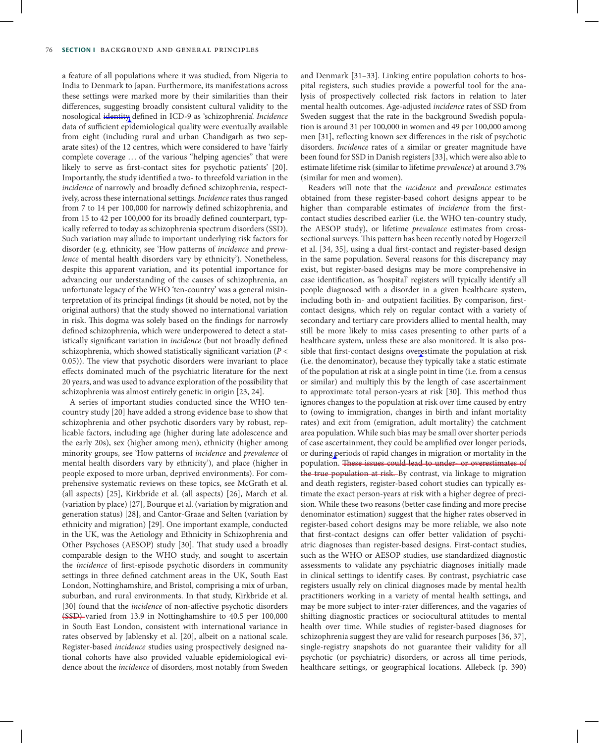a feature of all populations where it was studied, from Nigeria to India to Denmark to Japan. Furthermore, its manifestations across these settings were marked more by their similarities than their differences, suggesting broadly consistent cultural validity to the nosological identity defined in ICD-9 as 'schizophrenia'. *Incidence* data of sufficient epidemiological quality were eventually available from eight (including rural and urban Chandigarh as two separate sites) of the 12 centres, which were considered to have 'fairly complete coverage … of the various "helping agencies" that were likely to serve as first-contact sites for psychotic patients' [20]. Importantly, the study identified a two- to threefold variation in the *incidence* of narrowly and broadly defined schizophrenia, respectively, across these international settings. *Incidence* rates thus ranged from 7 to 14 per 100,000 for narrowly defined schizophrenia, and from 15 to 42 per 100,000 for its broadly defined counterpart, typically referred to today as schizophrenia spectrum disorders (SSD). Such variation may allude to important underlying risk factors for disorder (e.g. ethnicity, see 'How patterns of *incidence* and *prevalence* of mental health disorders vary by ethnicity'). Nonetheless, despite this apparent variation, and its potential importance for advancing our understanding of the causes of schizophrenia, an unfortunate legacy of the WHO 'ten-country' was a general misinterpretation of its principal findings (it should be noted, not by the original authors) that the study showed no international variation in risk. This dogma was solely based on the findings for narrowly defined schizophrenia, which were underpowered to detect a statistically significant variation in *incidence* (but not broadly defined schizophrenia, which showed statistically significant variation ($P < 0.05$)). The view that psychotic disorders were invariant to place effects dominated much of the psychiatric literature for the next 20 years, and was used to advance exploration of the possibility that schizophrenia was almost entirely genetic in origin [23, 24].

A series of important studies conducted since the WHO ten-country study [20] have added a strong evidence base to show that schizophrenia and other psychotic disorders vary by robust, replicable factors, including age (higher during late adolescence and the early 20s), sex (higher among men), ethnicity (higher among minority groups, see 'How patterns of *incidence* and *prevalence* of mental health disorders vary by ethnicity'), and place (higher in people exposed to more urban, deprived environments). For comprehensive systematic reviews on these topics, see McGrath et al. (all aspects) [25], Kirkbride et al. (all aspects) [26], March et al. (variation by place) [27], Bourque et al. (variation by migration and generation status) [28], and Cantor-Graae and Selten (variation by ethnicity and migration) [29]. One important example, conducted in the UK, was the Aetiology and Ethnicity in Schizophrenia and Other Psychoses (AESOP) study [30]. That study used a broadly comparable design to the WHO study, and sought to ascertain the *incidence* of first-episode psychotic disorders in community settings in three defined catchment areas in the UK, South East London, Nottinghamshire, and Bristol, comprising a mix of urban, suburban, and rural environments. In that study, Kirkbride et al. [30] found that the *incidence* of non-affective psychotic disorders (SSD) varied from 13.9 in Nottinghamshire to 40.5 per 100,000 in South East London, consistent with international variance in rates observed by Jablensky et al. [20], albeit on a national scale. Register-based *incidence* studies using prospectively designed national cohorts have also provided valuable epidemiological evidence about the *incidence* of disorders, most notably from Sweden and Denmark [31–33]. Linking entire population cohorts to hospital registers, such studies provide a powerful tool for the analysis of prospectively collected risk factors in relation to later mental health outcomes. Age-adjusted *incidence* rates of SSD from Sweden suggest that the rate in the background Swedish population is around 31 per 100,000 in women and 49 per 100,000 among men [31], reflecting known sex differences in the risk of psychotic disorders. *Incidence* rates of a similar or greater magnitude have been found for SSD in Danish registers [33], which were also able to estimate lifetime risk (similar to lifetime *prevalence*) at around 3.7% (similar for men and women).

Readers will note that the *incidence* and *prevalence* estimates obtained from these register-based cohort designs appear to be higher than comparable estimates of *incidence* from the first-contact studies described earlier (i.e. the WHO ten-country study, the AESOP study), or lifetime *prevalence* estimates from cross-sectional surveys. This pattern has been recently noted by Hogerzeil et al. [34, 35], using a dual first-contact and register-based design in the same population. Several reasons for this discrepancy may exist, but register-based designs may be more comprehensive in case identification, as 'hospital' registers will typically identify all people diagnosed with a disorder in a given healthcare system, including both in- and outpatient facilities. By comparison, first-contact designs, which rely on regular contact with a variety of secondary and tertiary care providers allied to mental health, may still be more likely to miss cases presenting to other parts of a healthcare system, unless these are also monitored. It is also possible that first-contact designs overestimate the population at risk (i.e. the denominator), because they typically take a static estimate of the population at risk at a single point in time (i.e. from a census or similar) and multiply this by the length of case ascertainment to approximate total person-years at risk [30]. This method thus ignores changes to the population at risk over time caused by entry to (owing to immigration, changes in birth and infant mortality rates) and exit from (emigration, adult mortality) the catchment area population. While such bias may be small over shorter periods of case ascertainment, they could be amplified over longer periods, or during periods of rapid changes in migration or mortality in the population. These issues could lead to under- or overestimates of the true population at risk. By contrast, via linkage to migration and death registers, register-based cohort studies can typically estimate the exact person-years at risk with a higher degree of precision. While these two reasons (better case finding and more precise denominator estimation) suggest that the higher rates observed in register-based cohort designs may be more reliable, we also note that first-contact designs can offer better validation of psychiatric diagnoses than register-based designs. First-contact studies, such as the WHO or AESOP studies, use standardized diagnostic assessments to validate any psychiatric diagnoses initially made in clinical settings to identify cases. By contrast, psychiatric case registers usually rely on clinical diagnoses made by mental health practitioners working in a variety of mental health settings, and may be more subject to inter-rater differences, and the vagaries of shifting diagnostic practices or sociocultural attitudes to mental health over time. While studies of register-based diagnoses for schizophrenia suggest they are valid for research purposes [36, 37], single-registry snapshots do not guarantee their validity for all psychotic (or psychiatric) disorders, or across all time periods, healthcare settings, or geographical locations. Allebeck (p. 390)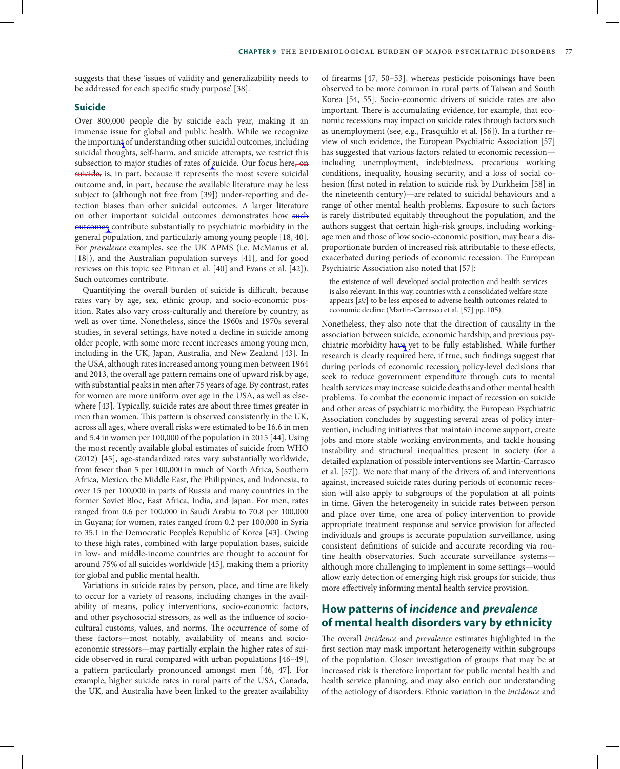suggests that these 'issues of validity and generalizability needs to be addressed for each specific study purpose' [38].

## Suicide

Over 800,000 people die by suicide each year, making it an immense issue for global and public health. While we recognize the important of understanding other suicidal outcomes, including suicidal thoughts, self-harm, and suicide attempts, we restrict this subsection to major studies of rates of suicide. Our focus here~~, on suicide,~~ is, in part, because it represents the most severe suicidal outcome and, in part, because the available literature may be less subject to (although not free from [39]) under-reporting and detection biases than other suicidal outcomes. A larger literature on other important suicidal outcomes demonstrates how ~~such outcomes~~ contribute substantially to psychiatric morbidity in the general population, and particularly among young people [18, 40]. For *prevalence* examples, see the UK APMS (i.e. McManus et al. [18]), and the Australian population surveys [41], and for good reviews on this topic see Pitman et al. [40] and Evans et al. [42]). ~~Such outcomes contribute.~~

Quantifying the overall burden of suicide is difficult, because rates vary by age, sex, ethnic group, and socio-economic position. Rates also vary cross-culturally and therefore by country, as well as over time. Nonetheless, since the 1960s and 1970s several studies, in several settings, have noted a decline in suicide among older people, with some more recent increases among young men, including in the UK, Japan, Australia, and New Zealand [43]. In the USA, although rates increased among young men between 1964 and 2013, the overall age pattern remains one of upward risk by age, with substantial peaks in men after 75 years of age. By contrast, rates for women are more uniform over age in the USA, as well as elsewhere [43]. Typically, suicide rates are about three times greater in men than women. This pattern is observed consistently in the UK, across all ages, where overall risks were estimated to be 16.6 in men and 5.4 in women per 100,000 of the population in 2015 [44]. Using the most recently available global estimates of suicide from WHO (2012) [45], age-standardized rates vary substantially worldwide, from fewer than 5 per 100,000 in much of North Africa, Southern Africa, Mexico, the Middle East, the Philippines, and Indonesia, to over 15 per 100,000 in parts of Russia and many countries in the former Soviet Bloc, East Africa, India, and Japan. For men, rates ranged from 0.6 per 100,000 in Saudi Arabia to 70.8 per 100,000 in Guyana; for women, rates ranged from 0.2 per 100,000 in Syria to 35.1 in the Democratic People's Republic of Korea [43]. Owing to these high rates, combined with large population bases, suicide in low- and middle-income countries are thought to account for around 75% of all suicides worldwide [45], making them a priority for global and public mental health.

Variations in suicide rates by person, place, and time are likely to occur for a variety of reasons, including changes in the availability of means, policy interventions, socio-economic factors, and other psychosocial stressors, as well as the influence of sociocultural customs, values, and norms. The occurrence of some of these factors—most notably, availability of means and socio-economic stressors—may partially explain the higher rates of suicide observed in rural compared with urban populations [46–49], a pattern particularly pronounced amongst men [46, 47]. For example, higher suicide rates in rural parts of the USA, Canada, the UK, and Australia have been linked to the greater availability of firearms [47, 50–53], whereas pesticide poisonings have been observed to be more common in rural parts of Taiwan and South Korea [54, 55]. Socio-economic drivers of suicide rates are also important. There is accumulating evidence, for example, that economic recessions may impact on suicide rates through factors such as unemployment (see, e.g., Frasquihlo et al. [56]). In a further review of such evidence, the European Psychiatric Association [57] has suggested that various factors related to economic recession—including unemployment, indebtedness, precarious working conditions, inequality, housing security, and a loss of social cohesion (first noted in relation to suicide risk by Durkheim [58] in the nineteenth century)—are related to suicidal behaviours and a range of other mental health problems. Exposure to such factors is rarely distributed equitably throughout the population, and the authors suggest that certain high-risk groups, including working-age men and those of low socio-economic position, may bear a disproportionate burden of increased risk attributable to these effects, exacerbated during periods of economic recession. The European Psychiatric Association also noted that [57]:

> the existence of well-developed social protection and health services is also relevant. In this way, countries with a consolidated welfare state appears [*sic*] to be less exposed to adverse health outcomes related to economic decline (Martin-Carrasco et al. [57] pp. 105).

Nonetheless, they also note that the direction of causality in the association between suicide, economic hardship, and previous psychiatric morbidity have yet to be fully established. While further research is clearly required here, if true, such findings suggest that during periods of economic recession policy-level decisions that seek to reduce government expenditure through cuts to mental health services may increase suicide deaths and other mental health problems. To combat the economic impact of recession on suicide and other areas of psychiatric morbidity, the European Psychiatric Association concludes by suggesting several areas of policy intervention, including initiatives that maintain income support, create jobs and more stable working environments, and tackle housing instability and structural inequalities present in society (for a detailed explanation of possible interventions see Martin-Carrasco et al. [57]). We note that many of the drivers of, and interventions against, increased suicide rates during periods of economic recession will also apply to subgroups of the population at all points in time. Given the heterogeneity in suicide rates between person and place over time, one area of policy intervention to provide appropriate treatment response and service provision for affected individuals and groups is accurate population surveillance, using consistent definitions of suicide and accurate recording via routine health observatories. Such accurate surveillance systems—although more challenging to implement in some settings—would allow early detection of emerging high risk groups for suicide, thus more effectively informing mental health service provision.

## How patterns of *incidence* and *prevalence* of mental health disorders vary by ethnicity

The overall *incidence* and *prevalence* estimates highlighted in the first section may mask important heterogeneity within subgroups of the population. Closer investigation of groups that may be at increased risk is therefore important for public mental health and health service planning, and may also enrich our understanding of the aetiology of disorders. Ethnic variation in the *incidence* and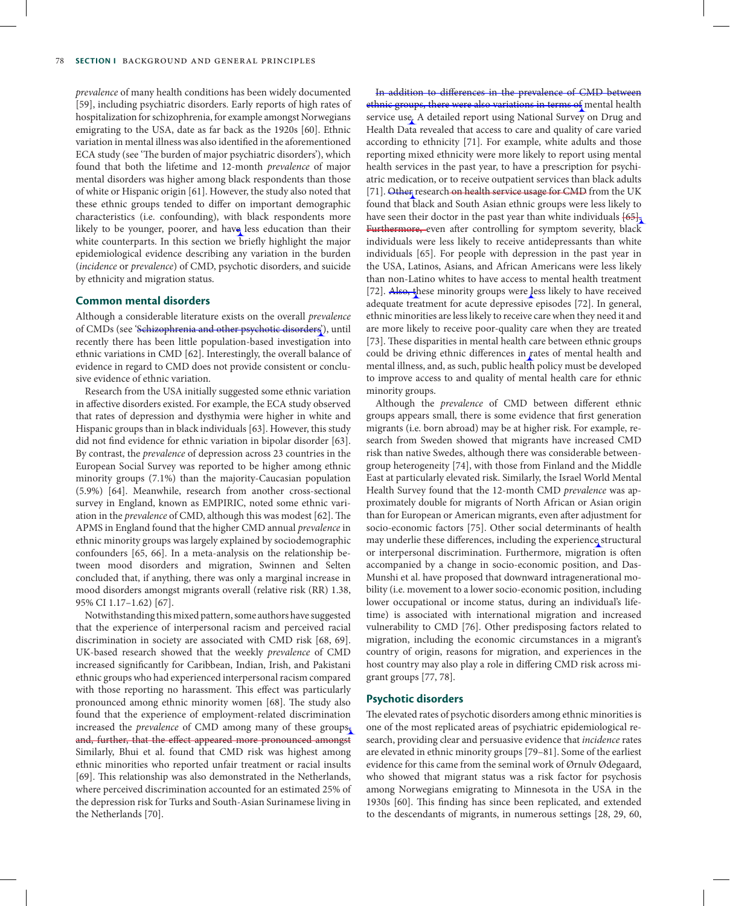*prevalence* of many health conditions has been widely documented [59], including psychiatric disorders. Early reports of high rates of hospitalization for schizophrenia, for example amongst Norwegians emigrating to the USA, date as far back as the 1920s [60]. Ethnic variation in mental illness was also identified in the aforementioned ECA study (see 'The burden of major psychiatric disorders'), which found that both the lifetime and 12-month *prevalence* of major mental disorders was higher among black respondents than those of white or Hispanic origin [61]. However, the study also noted that these ethnic groups tended to differ on important demographic characteristics (i.e. confounding), with black respondents more likely to be younger, poorer, and have less education than their white counterparts. In this section we briefly highlight the major epidemiological evidence describing any variation in the burden (*incidence* or *prevalence*) of CMD, psychotic disorders, and suicide by ethnicity and migration status.

## Common mental disorders

Although a considerable literature exists on the overall *prevalence* of CMDs (see 'Schizophrenia and other psychotic disorders'), until recently there has been little population-based investigation into ethnic variations in CMD [62]. Interestingly, the overall balance of evidence in regard to CMD does not provide consistent or conclusive evidence of ethnic variation.

Research from the USA initially suggested some ethnic variation in affective disorders existed. For example, the ECA study observed that rates of depression and dysthymia were higher in white and Hispanic groups than in black individuals [63]. However, this study did not find evidence for ethnic variation in bipolar disorder [63]. By contrast, the *prevalence* of depression across 23 countries in the European Social Survey was reported to be higher among ethnic minority groups (7.1%) than the majority-Caucasian population (5.9%) [64]. Meanwhile, research from another cross-sectional survey in England, known as EMPIRIC, noted some ethnic variation in the *prevalence* of CMD, although this was modest [62]. The APMS in England found that the higher CMD annual *prevalence* in ethnic minority groups was largely explained by sociodemographic confounders [65, 66]. In a meta-analysis on the relationship between mood disorders and migration, Swinnen and Selten concluded that, if anything, there was only a marginal increase in mood disorders amongst migrants overall (relative risk (RR) 1.38, 95% CI 1.17–1.62) [67].

Notwithstanding this mixed pattern, some authors have suggested that the experience of interpersonal racism and perceived racial discrimination in society are associated with CMD risk [68, 69]. UK-based research showed that the weekly *prevalence* of CMD increased significantly for Caribbean, Indian, Irish, and Pakistani ethnic groups who had experienced interpersonal racism compared with those reporting no harassment. This effect was particularly pronounced among ethnic minority women [68]. The study also found that the experience of employment-related discrimination increased the *prevalence* of CMD among many of these groups, and, further, that the effect appeared more pronounced amongst Similarly, Bhui et al. found that CMD risk was highest among ethnic minorities who reported unfair treatment or racial insults [69]. This relationship was also demonstrated in the Netherlands, where perceived discrimination accounted for an estimated 25% of the depression risk for Turks and South-Asian Surinamese living in the Netherlands [70].

In addition to differences in the prevalence of CMD between ethnic groups, there were also variations in terms of mental health service use. A detailed report using National Survey on Drug and Health Data revealed that access to care and quality of care varied according to ethnicity [71]. For example, white adults and those reporting mixed ethnicity were more likely to report using mental health services in the past year, to have a prescription for psychiatric medication, or to receive outpatient services than black adults [71]. Other research on health service usage for CMD from the UK found that black and South Asian ethnic groups were less likely to have seen their doctor in the past year than white individuals [65]. Furthermore, even after controlling for symptom severity, black individuals were less likely to receive antidepressants than white individuals [65]. For people with depression in the past year in the USA, Latinos, Asians, and African Americans were less likely than non-Latino whites to have access to mental health treatment [72]. Also, these minority groups were less likely to have received adequate treatment for acute depressive episodes [72]. In general, ethnic minorities are less likely to receive care when they need it and are more likely to receive poor-quality care when they are treated [73]. These disparities in mental health care between ethnic groups could be driving ethnic differences in rates of mental health and mental illness, and, as such, public health policy must be developed to improve access to and quality of mental health care for ethnic minority groups.

Although the *prevalence* of CMD between different ethnic groups appears small, there is some evidence that first generation migrants (i.e. born abroad) may be at higher risk. For example, research from Sweden showed that migrants have increased CMD risk than native Swedes, although there was considerable between-group heterogeneity [74], with those from Finland and the Middle East at particularly elevated risk. Similarly, the Israel World Mental Health Survey found that the 12-month CMD *prevalence* was approximately double for migrants of North African or Asian origin than for European or American migrants, even after adjustment for socio-economic factors [75]. Other social determinants of health may underlie these differences, including the experience structural or interpersonal discrimination. Furthermore, migration is often accompanied by a change in socio-economic position, and Das-Munshi et al. have proposed that downward intragenerational mobility (i.e. movement to a lower socio-economic position, including lower occupational or income status, during an individual's lifetime) is associated with international migration and increased vulnerability to CMD [76]. Other predisposing factors related to migration, including the economic circumstances in a migrant's country of origin, reasons for migration, and experiences in the host country may also play a role in differing CMD risk across migrant groups [77, 78].

## Psychotic disorders

The elevated rates of psychotic disorders among ethnic minorities is one of the most replicated areas of psychiatric epidemiological research, providing clear and persuasive evidence that *incidence* rates are elevated in ethnic minority groups [79–81]. Some of the earliest evidence for this came from the seminal work of Ørnulv Ødegaard, who showed that migrant status was a risk factor for psychosis among Norwegians emigrating to Minnesota in the USA in the 1930s [60]. This finding has since been replicated, and extended to the descendants of migrants, in numerous settings [28, 29, 60,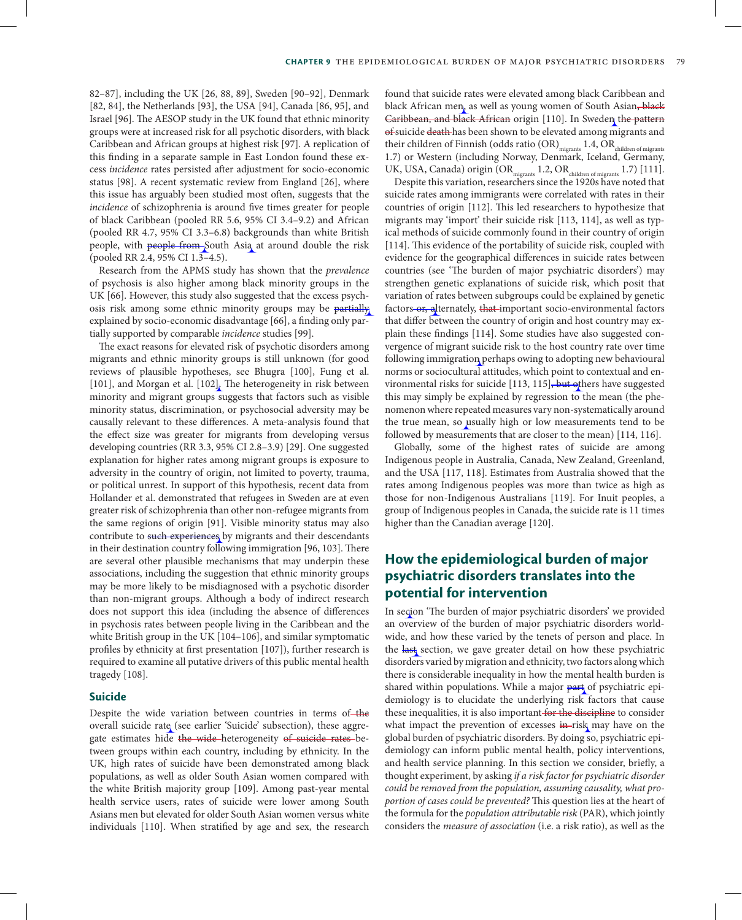82–87], including the UK [26, 88, 89], Sweden [90–92], Denmark [82, 84], the Netherlands [93], the USA [94], Canada [86, 95], and Israel [96]. The AESOP study in the UK found that ethnic minority groups were at increased risk for all psychotic disorders, with black Caribbean and African groups at highest risk [97]. A replication of this finding in a separate sample in East London found these excess *incidence* rates persisted after adjustment for socio-economic status [98]. A recent systematic review from England [26], where this issue has arguably been studied most often, suggests that the *incidence* of schizophrenia is around five times greater for people of black Caribbean (pooled RR 5.6, 95% CI 3.4–9.2) and African (pooled RR 4.7, 95% CI 3.3–6.8) backgrounds than white British people, with ~~people from~~ South Asia at around double the risk (pooled RR 2.4, 95% CI 1.3–4.5).

Research from the APMS study has shown that the *prevalence* of psychosis is also higher among black minority groups in the UK [66]. However, this study also suggested that the excess psychosis risk among some ethnic minority groups may be ~~partially~~ explained by socio-economic disadvantage [66], a finding only partially supported by comparable *incidence* studies [99].

The exact reasons for elevated risk of psychotic disorders among migrants and ethnic minority groups is still unknown (for good reviews of plausible hypotheses, see Bhugra [100], Fung et al. [101], and Morgan et al. [102]. The heterogeneity in risk between minority and migrant groups suggests that factors such as visible minority status, discrimination, or psychosocial adversity may be causally relevant to these differences. A meta-analysis found that the effect size was greater for migrants from developing versus developing countries (RR 3.3, 95% CI 2.8–3.9) [29]. One suggested explanation for higher rates among migrant groups is exposure to adversity in the country of origin, not limited to poverty, trauma, or political unrest. In support of this hypothesis, recent data from Hollander et al. demonstrated that refugees in Sweden are at even greater risk of schizophrenia than other non-refugee migrants from the same regions of origin [91]. Visible minority status may also contribute to ~~such experiences~~ by migrants and their descendants in their destination country following immigration [96, 103]. There are several other plausible mechanisms that may underpin these associations, including the suggestion that ethnic minority groups may be more likely to be misdiagnosed with a psychotic disorder than non-migrant groups. Although a body of indirect research does not support this idea (including the absence of differences in psychosis rates between people living in the Caribbean and the white British group in the UK [104–106], and similar symptomatic profiles by ethnicity at first presentation [107]), further research is required to examine all putative drivers of this public mental health tragedy [108].

### Suicide

Despite the wide variation between countries in terms of ~~the~~ overall suicide rate (see earlier 'Suicide' subsection), these aggregate estimates hide ~~the wide~~ heterogeneity ~~of suicide rates~~ between groups within each country, including by ethnicity. In the UK, high rates of suicide have been demonstrated among black populations, as well as older South Asian women compared with the white British majority group [109]. Among past-year mental health service users, rates of suicide were lower among South Asians men but elevated for older South Asian women versus white individuals [110]. When stratified by age and sex, the research found that suicide rates were elevated among black Caribbean and black African men, as well as young women of South Asian~~, black Caribbean, and black African~~ origin [110]. In Sweden ~~the pattern of~~ suicide ~~death~~ has been shown to be elevated among migrants and their children of Finnish (odds ratio $(OR)_{migrants}$ 1.4, $OR_{children\ of\ migrants}$ 1.7) or Western (including Norway, Denmark, Iceland, Germany, UK, USA, Canada) origin ($OR_{migrants}$ 1.2, $OR_{children\ of\ migrants}$ 1.7) [111].

Despite this variation, researchers since the 1920s have noted that suicide rates among immigrants were correlated with rates in their countries of origin [112]. This led researchers to hypothesize that migrants may 'import' their suicide risk [113, 114], as well as typical methods of suicide commonly found in their country of origin [114]. This evidence of the portability of suicide risk, coupled with evidence for the geographical differences in suicide rates between countries (see 'The burden of major psychiatric disorders') may strengthen genetic explanations of suicide risk, which posit that variation of rates between subgroups could be explained by genetic factors ~~or,~~ alternately, ~~that~~ important socio-environmental factors that differ between the country of origin and host country may explain these findings [114]. Some studies have also suggested convergence of migrant suicide risk to the host country rate over time following immigration perhaps owing to adopting new behavioural norms or sociocultural attitudes, which point to contextual and environmental risks for suicide [113, 115]~~, but o~~thers have suggested this may simply be explained by regression to the mean (the phenomenon where repeated measures vary non-systematically around the true mean, so usually high or low measurements tend to be followed by measurements that are closer to the mean) [114, 116].

Globally, some of the highest rates of suicide are among Indigenous people in Australia, Canada, New Zealand, Greenland, and the USA [117, 118]. Estimates from Australia showed that the rates among Indigenous peoples was more than twice as high as those for non-Indigenous Australians [119]. For Inuit peoples, a group of Indigenous peoples in Canada, the suicide rate is 11 times higher than the Canadian average [120].

## How the epidemiological burden of major psychiatric disorders translates into the potential for intervention

In secion 'The burden of major psychiatric disorders' we provided an overview of the burden of major psychiatric disorders worldwide, and how these varied by the tenets of person and place. In the ~~last~~ section, we gave greater detail on how these psychiatric disorders varied by migration and ethnicity, two factors along which there is considerable inequality in how the mental health burden is shared within populations. While a major ~~part~~ of psychiatric epidemiology is to elucidate the underlying risk factors that cause these inequalities, it is also important ~~for the discipline~~ to consider what impact the prevention of excesses ~~in~~ risk may have on the global burden of psychiatric disorders. By doing so, psychiatric epidemiology can inform public mental health, policy interventions, and health service planning. In this section we consider, briefly, a thought experiment, by asking *if a risk factor for psychiatric disorder could be removed from the population, assuming causality, what proportion of cases could be prevented?* This question lies at the heart of the formula for the *population attributable risk* (PAR), which jointly considers the *measure of association* (i.e. a risk ratio), as well as the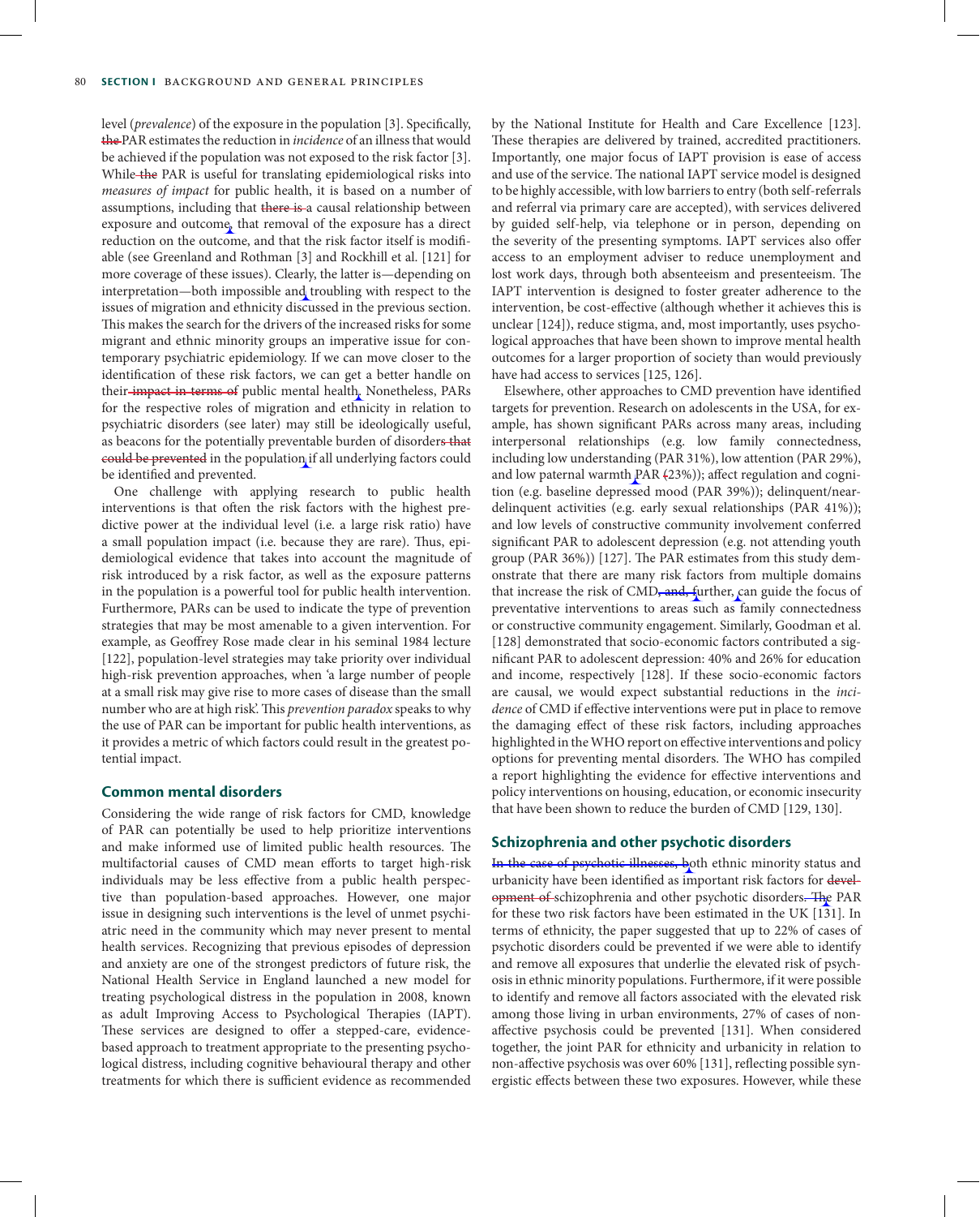level (*prevalence*) of the exposure in the population [3]. Specifically, ~~the~~ PAR estimates the reduction in *incidence* of an illness that would be achieved if the population was not exposed to the risk factor [3]. While ~~the~~ PAR is useful for translating epidemiological risks into *measures of impact* for public health, it is based on a number of assumptions, including that ~~there is~~ a causal relationship between exposure and outcome, that removal of the exposure has a direct reduction on the outcome, and that the risk factor itself is modifiable (see Greenland and Rothman [3] and Rockhill et al. [121] for more coverage of these issues). Clearly, the latter is—depending on interpretation—both impossible and troubling with respect to the issues of migration and ethnicity discussed in the previous section. This makes the search for the drivers of the increased risks for some migrant and ethnic minority groups an imperative issue for contemporary psychiatric epidemiology. If we can move closer to the identification of these risk factors, we can get a better handle on their ~~impact in terms of~~ public mental health. Nonetheless, PARs for the respective roles of migration and ethnicity in relation to psychiatric disorders (see later) may still be ideologically useful, as beacons for the potentially preventable burden of disorders ~~that could be prevented~~ in the population if all underlying factors could be identified and prevented.

One challenge with applying research to public health interventions is that often the risk factors with the highest predictive power at the individual level (i.e. a large risk ratio) have a small population impact (i.e. because they are rare). Thus, epidemiological evidence that takes into account the magnitude of risk introduced by a risk factor, as well as the exposure patterns in the population is a powerful tool for public health intervention. Furthermore, PARs can be used to indicate the type of prevention strategies that may be most amenable to a given intervention. For example, as Geoffrey Rose made clear in his seminal 1984 lecture [122], population-level strategies may take priority over individual high-risk prevention approaches, when 'a large number of people at a small risk may give rise to more cases of disease than the small number who are at high risk'. This *prevention paradox* speaks to why the use of PAR can be important for public health interventions, as it provides a metric of which factors could result in the greatest potential impact.

## Common mental disorders

Considering the wide range of risk factors for CMD, knowledge of PAR can potentially be used to help prioritize interventions and make informed use of limited public health resources. The multifactorial causes of CMD mean efforts to target high-risk individuals may be less effective from a public health perspective than population-based approaches. However, one major issue in designing such interventions is the level of unmet psychiatric need in the community which may never present to mental health services. Recognizing that previous episodes of depression and anxiety are one of the strongest predictors of future risk, the National Health Service in England launched a new model for treating psychological distress in the population in 2008, known as adult Improving Access to Psychological Therapies (IAPT). These services are designed to offer a stepped-care, evidence-based approach to treatment appropriate to the presenting psychological distress, including cognitive behavioural therapy and other treatments for which there is sufficient evidence as recommended by the National Institute for Health and Care Excellence [123]. These therapies are delivered by trained, accredited practitioners. Importantly, one major focus of IAPT provision is ease of access and use of the service. The national IAPT service model is designed to be highly accessible, with low barriers to entry (both self-referrals and referral via primary care are accepted), with services delivered by guided self-help, via telephone or in person, depending on the severity of the presenting symptoms. IAPT services also offer access to an employment adviser to reduce unemployment and lost work days, through both absenteeism and presenteeism. The IAPT intervention is designed to foster greater adherence to the intervention, be cost-effective (although whether it achieves this is unclear [124]), reduce stigma, and, most importantly, uses psychological approaches that have been shown to improve mental health outcomes for a larger proportion of society than would previously have had access to services [125, 126].

Elsewhere, other approaches to CMD prevention have identified targets for prevention. Research on adolescents in the USA, for example, has shown significant PARs across many areas, including interpersonal relationships (e.g. low family connectedness, including low understanding (PAR 31%), low attention (PAR 29%), and low paternal warmth PAR ~~(~~23%)); affect regulation and cognition (e.g. baseline depressed mood (PAR 39%)); delinquent/near-delinquent activities (e.g. early sexual relationships (PAR 41%)); and low levels of constructive community involvement conferred significant PAR to adolescent depression (e.g. not attending youth group (PAR 36%)) [127]. The PAR estimates from this study demonstrate that there are many risk factors from multiple domains that increase the risk of CMD~~, and, f~~urther, can guide the focus of preventative interventions to areas such as family connectedness or constructive community engagement. Similarly, Goodman et al. [128] demonstrated that socio-economic factors contributed a significant PAR to adolescent depression: 40% and 26% for education and income, respectively [128]. If these socio-economic factors are causal, we would expect substantial reductions in the *incidence* of CMD if effective interventions were put in place to remove the damaging effect of these risk factors, including approaches highlighted in the WHO report on effective interventions and policy options for preventing mental disorders. The WHO has compiled a report highlighting the evidence for effective interventions and policy interventions on housing, education, or economic insecurity that have been shown to reduce the burden of CMD [129, 130].

## Schizophrenia and other psychotic disorders

~~In the case of psychotic illnesses, b~~oth ethnic minority status and urbanicity have been identified as important risk factors for ~~development of~~ schizophrenia and other psychotic disorders~~. The~~ PAR for these two risk factors have been estimated in the UK [131]. In terms of ethnicity, the paper suggested that up to 22% of cases of psychotic disorders could be prevented if we were able to identify and remove all exposures that underlie the elevated risk of psychosis in ethnic minority populations. Furthermore, if it were possible to identify and remove all factors associated with the elevated risk among those living in urban environments, 27% of cases of non-affective psychosis could be prevented [131]. When considered together, the joint PAR for ethnicity and urbanicity in relation to non-affective psychosis was over 60% [131], reflecting possible synergistic effects between these two exposures. However, while these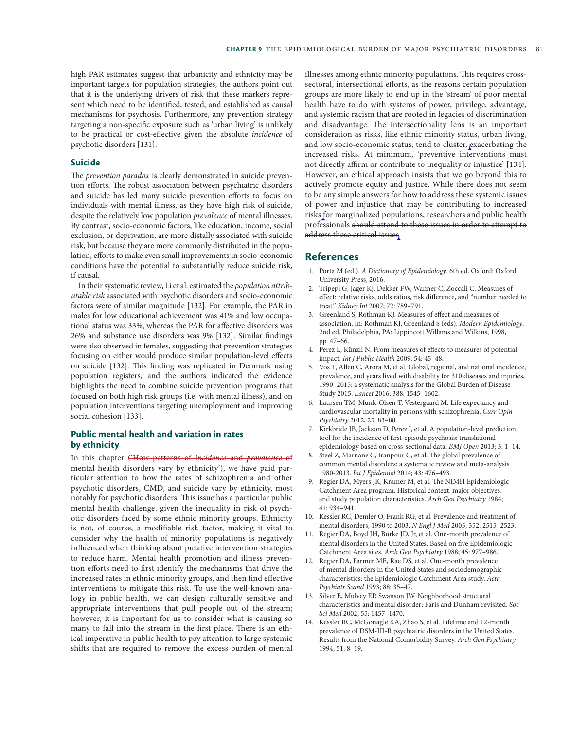high PAR estimates suggest that urbanicity and ethnicity may be important targets for population strategies, the authors point out that it is the underlying drivers of risk that these markers represent which need to be identified, tested, and established as causal mechanisms for psychosis. Furthermore, any prevention strategy targeting a non-specific exposure such as 'urban living' is unlikely to be practical or cost-effective given the absolute *incidence* of psychotic disorders [131].

## Suicide

The *prevention paradox* is clearly demonstrated in suicide prevention efforts. The robust association between psychiatric disorders and suicide has led many suicide prevention efforts to focus on individuals with mental illness, as they have high risk of suicide, despite the relatively low population *prevalence* of mental illnesses. By contrast, socio-economic factors, like education, income, social exclusion, or deprivation, are more distally associated with suicide risk, but because they are more commonly distributed in the population, efforts to make even small improvements in socio-economic conditions have the potential to substantially reduce suicide risk, if causal.

In their systematic review, Li et al. estimated the *population attributable risk* associated with psychotic disorders and socio-economic factors were of similar magnitude [132]. For example, the PAR in males for low educational achievement was 41% and low occupational status was 33%, whereas the PAR for affective disorders was 26% and substance use disorders was 9% [132]. Similar findings were also observed in females, suggesting that prevention strategies focusing on either would produce similar population-level effects on suicide [132]. This finding was replicated in Denmark using population registers, and the authors indicated the evidence highlights the need to combine suicide prevention programs that focused on both high risk groups (i.e. with mental illness), and on population interventions targeting unemployment and improving social cohesion [133].

## Public mental health and variation in rates by ethnicity

In this chapter ~~('How patterns of *incidence* and *prevalence* of mental health disorders vary by ethnicity')~~, we have paid particular attention to how the rates of schizophrenia and other psychotic disorders, CMD, and suicide vary by ethnicity, most notably for psychotic disorders. This issue has a particular public mental health challenge, given the inequality in risk ~~of psychotic disorders~~ faced by some ethnic minority groups. Ethnicity is not, of course, a modifiable risk factor, making it vital to consider why the health of minority populations is negatively influenced when thinking about putative intervention strategies to reduce harm. Mental health promotion and illness prevention efforts need to first identify the mechanisms that drive the increased rates in ethnic minority groups, and then find effective interventions to mitigate this risk. To use the well-known analogy in public health, we can design culturally sensitive and appropriate interventions that pull people out of the stream; however, it is important for us to consider what is causing so many to fall into the stream in the first place. There is an ethical imperative in public health to pay attention to large systemic shifts that are required to remove the excess burden of mental illnesses among ethnic minority populations. This requires cross-sectoral, intersectional efforts, as the reasons certain population groups are more likely to end up in the 'stream' of poor mental health have to do with systems of power, privilege, advantage, and systemic racism that are rooted in legacies of discrimination and disadvantage. The intersectionality lens is an important consideration as risks, like ethnic minority status, urban living, and low socio-economic status, tend to cluster, exacerbating the increased risks. At minimum, 'preventive interventions must not directly affirm or contribute to inequality or injustice' [134]. However, an ethical approach insists that we go beyond this to actively promote equity and justice. While there does not seem to be any simple answers for how to address these systemic issues of power and injustice that may be contributing to increased risks for marginalized populations, researchers and public health professionals ~~should attend to these issues in order to attempt to address these critical issues~~.

## References

1. Porta M (ed.). *A Dictionary of Epidemiology*. 6th ed. Oxford: Oxford University Press, 2016.
2. Tripepi G, Jager KJ, Dekker FW, Wanner C, Zoccali C. Measures of effect: relative risks, odds ratios, risk difference, and "number needed to treat." *Kidney Int* 2007; 72: 789–791.
3. Greenland S, Rothman KJ. Measures of effect and measures of association. In: Rothman KJ, Greenland S (eds). *Modern Epidemiology*. 2nd ed. Philadelphia, PA: Lippincott Willams and Wilkins, 1998, pp. 47–66.
4. Perez L, Künzli N. From measures of effects to measures of potential impact. *Int J Public Health* 2009; 54: 45–48.
5. Vos T, Allen C, Arora M, et al. Global, regional, and national incidence, prevalence, and years lived with disability for 310 diseases and injuries, 1990–2015: a systematic analysis for the Global Burden of Disease Study 2015. *Lancet* 2016; 388: 1545–1602.
6. Laursen TM, Munk-Olsen T, Vestergaard M. Life expectancy and cardiovascular mortality in persons with schizophrenia. *Curr Opin Psychiatry* 2012; 25: 83–88.
7. Kirkbride JB, Jackson D, Perez J, et al. A population-level prediction tool for the incidence of first-episode psychosis: translational epidemiology based on cross-sectional data. *BMJ Open* 2013; 3: 1–14.
8. Steel Z, Marnane C, Iranpour C, et al. The global prevalence of common mental disorders: a systematic review and meta-analysis 1980-2013. *Int J Epidemiol* 2014; 43: 476–493.
9. Regier DA, Myers JK, Kramer M, et al. The NIMH Epidemiologic Catchment Area program. Historical context, major objectives, and study population characteristics. *Arch Gen Psychiatry* 1984; 41: 934–941.
10. Kessler RC, Demler O, Frank RG, et al. Prevalence and treatment of mental disorders, 1990 to 2003. *N Engl J Med* 2005; 352: 2515–2523.
11. Regier DA, Boyd JH, Burke JD, Jr, et al. One-month prevalence of mental disorders in the United States. Based on five Epidemiologic Catchment Area sites. *Arch Gen Psychiatry* 1988; 45: 977–986.
12. Regier DA, Farmer ME, Rae DS, et al. One-month prevalence of mental disorders in the United States and sociodemographic characteristics: the Epidemiologic Catchment Area study. *Acta Psychiatr Scand* 1993; 88: 35–47.
13. Silver E, Mulvey EP, Swanson JW. Neighborhood structural characteristics and mental disorder: Faris and Dunham revisited. *Soc Sci Med* 2002; 55: 1457–1470.
14. Kessler RC, McGonagle KA, Zhao S, et al. Lifetime and 12-month prevalence of DSM-III-R psychiatric disorders in the United States. Results from the National Comorbidity Survey. *Arch Gen Psychiatry* 1994; 51: 8–19.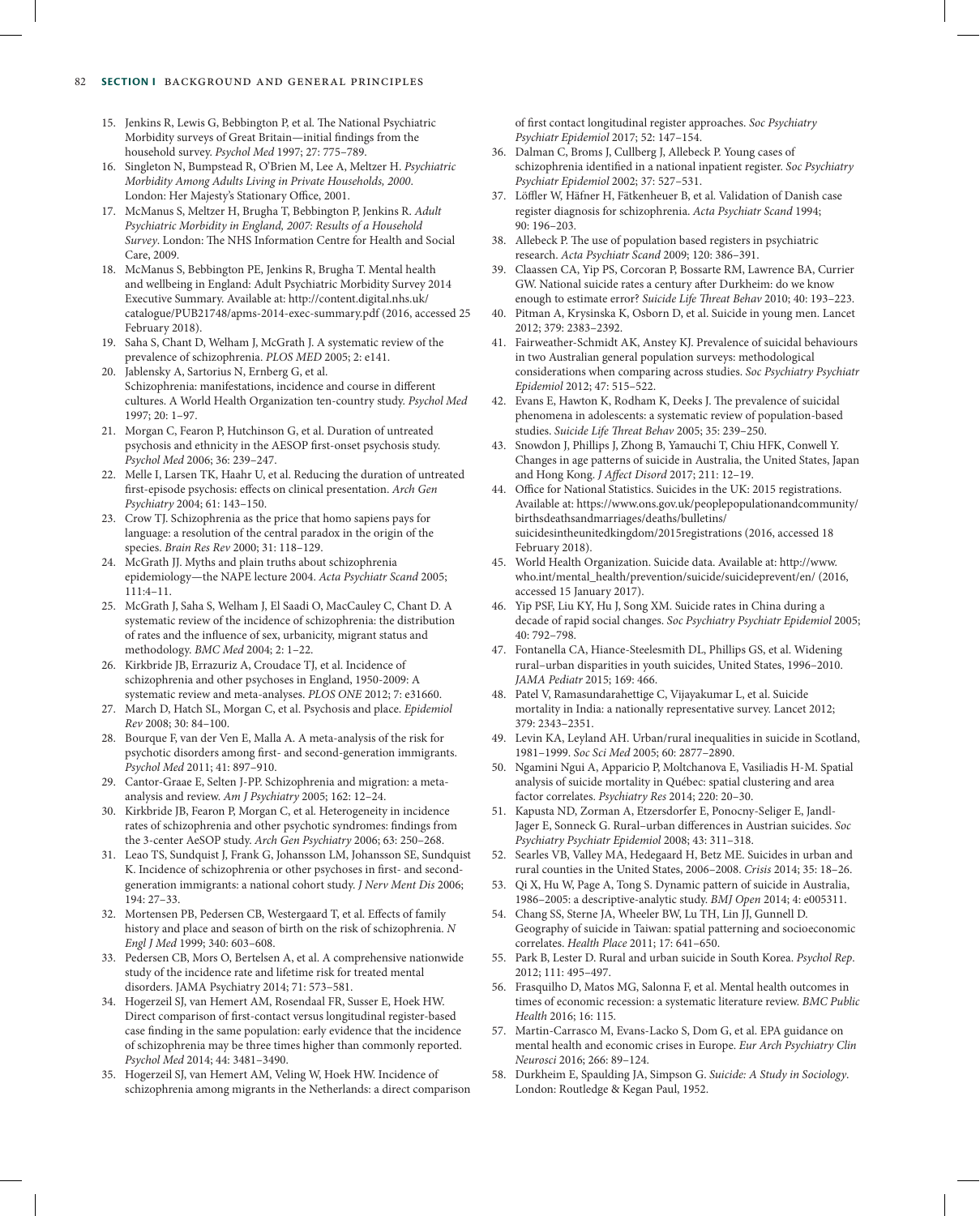15. Jenkins R, Lewis G, Bebbington P, et al. The National Psychiatric Morbidity surveys of Great Britain—initial findings from the household survey. *Psychol Med* 1997; 27: 775–789.
16. Singleton N, Bumpstead R, O'Brien M, Lee A, Meltzer H. *Psychiatric Morbidity Among Adults Living in Private Households, 2000*. London: Her Majesty's Stationary Office, 2001.
17. McManus S, Meltzer H, Brugha T, Bebbington P, Jenkins R. *Adult Psychiatric Morbidity in England, 2007: Results of a Household Survey*. London: The NHS Information Centre for Health and Social Care, 2009.
18. McManus S, Bebbington PE, Jenkins R, Brugha T. Mental health and wellbeing in England: Adult Psychiatric Morbidity Survey 2014 Executive Summary. Available at: http://content.digital.nhs.uk/catalogue/PUB21748/apms-2014-exec-summary.pdf (2016, accessed 25 February 2018).
19. Saha S, Chant D, Welham J, McGrath J. A systematic review of the prevalence of schizophrenia. *PLOS MED* 2005; 2: e141.
20. Jablensky A, Sartorius N, Ernberg G, et al. Schizophrenia: manifestations, incidence and course in different cultures. A World Health Organization ten-country study. *Psychol Med* 1997; 20: 1–97.
21. Morgan C, Fearon P, Hutchinson G, et al. Duration of untreated psychosis and ethnicity in the AESOP first-onset psychosis study. *Psychol Med* 2006; 36: 239–247.
22. Melle I, Larsen TK, Haahr U, et al. Reducing the duration of untreated first-episode psychosis: effects on clinical presentation. *Arch Gen Psychiatry* 2004; 61: 143–150.
23. Crow TJ. Schizophrenia as the price that homo sapiens pays for language: a resolution of the central paradox in the origin of the species. *Brain Res Rev* 2000; 31: 118–129.
24. McGrath JJ. Myths and plain truths about schizophrenia epidemiology—the NAPE lecture 2004. *Acta Psychiatr Scand* 2005; 111:4–11.
25. McGrath J, Saha S, Welham J, El Saadi O, MacCauley C, Chant D. A systematic review of the incidence of schizophrenia: the distribution of rates and the influence of sex, urbanicity, migrant status and methodology. *BMC Med* 2004; 2: 1–22.
26. Kirkbride JB, Errazuriz A, Croudace TJ, et al. Incidence of schizophrenia and other psychoses in England, 1950-2009: A systematic review and meta-analyses. *PLOS ONE* 2012; 7: e31660.
27. March D, Hatch SL, Morgan C, et al. Psychosis and place. *Epidemiol Rev* 2008; 30: 84–100.
28. Bourque F, van der Ven E, Malla A. A meta-analysis of the risk for psychotic disorders among first- and second-generation immigrants. *Psychol Med* 2011; 41: 897–910.
29. Cantor-Graae E, Selten J-PP. Schizophrenia and migration: a meta-analysis and review. *Am J Psychiatry* 2005; 162: 12–24.
30. Kirkbride JB, Fearon P, Morgan C, et al. Heterogeneity in incidence rates of schizophrenia and other psychotic syndromes: findings from the 3-center AeSOP study. *Arch Gen Psychiatry* 2006; 63: 250–268.
31. Leao TS, Sundquist J, Frank G, Johansson LM, Johansson SE, Sundquist K. Incidence of schizophrenia or other psychoses in first- and second-generation immigrants: a national cohort study. *J Nerv Ment Dis* 2006; 194: 27–33.
32. Mortensen PB, Pedersen CB, Westergaard T, et al. Effects of family history and place and season of birth on the risk of schizophrenia. *N Engl J Med* 1999; 340: 603–608.
33. Pedersen CB, Mors O, Bertelsen A, et al. A comprehensive nationwide study of the incidence rate and lifetime risk for treated mental disorders. JAMA Psychiatry 2014; 71: 573–581.
34. Hogerzeil SJ, van Hemert AM, Rosendaal FR, Susser E, Hoek HW. Direct comparison of first-contact versus longitudinal register-based case finding in the same population: early evidence that the incidence of schizophrenia may be three times higher than commonly reported. *Psychol Med* 2014; 44: 3481–3490.
35. Hogerzeil SJ, van Hemert AM, Veling W, Hoek HW. Incidence of schizophrenia among migrants in the Netherlands: a direct comparison of first contact longitudinal register approaches. *Soc Psychiatry Psychiatr Epidemiol* 2017; 52: 147–154.
36. Dalman C, Broms J, Cullberg J, Allebeck P. Young cases of schizophrenia identified in a national inpatient register. *Soc Psychiatry Psychiatr Epidemiol* 2002; 37: 527–531.
37. Löffler W, Häfner H, Fätkenheuer B, et al. Validation of Danish case register diagnosis for schizophrenia. *Acta Psychiatr Scand* 1994; 90: 196–203.
38. Allebeck P. The use of population based registers in psychiatric research. *Acta Psychiatr Scand* 2009; 120: 386–391.
39. Claassen CA, Yip PS, Corcoran P, Bossarte RM, Lawrence BA, Currier GW. National suicide rates a century after Durkheim: do we know enough to estimate error? *Suicide Life Threat Behav* 2010; 40: 193–223.
40. Pitman A, Krysinska K, Osborn D, et al. Suicide in young men. Lancet 2012; 379: 2383–2392.
41. Fairweather-Schmidt AK, Anstey KJ. Prevalence of suicidal behaviours in two Australian general population surveys: methodological considerations when comparing across studies. *Soc Psychiatry Psychiatr Epidemiol* 2012; 47: 515–522.
42. Evans E, Hawton K, Rodham K, Deeks J. The prevalence of suicidal phenomena in adolescents: a systematic review of population-based studies. *Suicide Life Threat Behav* 2005; 35: 239–250.
43. Snowdon J, Phillips J, Zhong B, Yamauchi T, Chiu HFK, Conwell Y. Changes in age patterns of suicide in Australia, the United States, Japan and Hong Kong. *J Affect Disord* 2017; 211: 12–19.
44. Office for National Statistics. Suicides in the UK: 2015 registrations. Available at: https://www.ons.gov.uk/peoplepopulationandcommunity/birthsdeathsandmarriages/deaths/bulletins/suicidesintheunitedkingdom/2015registrations (2016, accessed 18 February 2018).
45. World Health Organization. Suicide data. Available at: http://www.who.int/mental_health/prevention/suicide/suicideprevent/en/ (2016, accessed 15 January 2017).
46. Yip PSF, Liu KY, Hu J, Song XM. Suicide rates in China during a decade of rapid social changes. *Soc Psychiatry Psychiatr Epidemiol* 2005; 40: 792–798.
47. Fontanella CA, Hiance-Steelesmith DL, Phillips GS, et al. Widening rural–urban disparities in youth suicides, United States, 1996–2010. *JAMA Pediatr* 2015; 169: 466.
48. Patel V, Ramasundarahettige C, Vijayakumar L, et al. Suicide mortality in India: a nationally representative survey. Lancet 2012; 379: 2343–2351.
49. Levin KA, Leyland AH. Urban/rural inequalities in suicide in Scotland, 1981–1999. *Soc Sci Med* 2005; 60: 2877–2890.
50. Ngamini Ngui A, Apparicio P, Moltchanova E, Vasiliadis H-M. Spatial analysis of suicide mortality in Québec: spatial clustering and area factor correlates. *Psychiatry Res* 2014; 220: 20–30.
51. Kapusta ND, Zorman A, Etzersdorfer E, Ponocny-Seliger E, Jandl-Jager E, Sonneck G. Rural–urban differences in Austrian suicides. *Soc Psychiatry Psychiatr Epidemiol* 2008; 43: 311–318.
52. Searles VB, Valley MA, Hedegaard H, Betz ME. Suicides in urban and rural counties in the United States, 2006–2008. *Crisis* 2014; 35: 18–26.
53. Qi X, Hu W, Page A, Tong S. Dynamic pattern of suicide in Australia, 1986–2005: a descriptive-analytic study. *BMJ Open* 2014; 4: e005311.
54. Chang SS, Sterne JA, Wheeler BW, Lu TH, Lin JJ, Gunnell D. Geography of suicide in Taiwan: spatial patterning and socioeconomic correlates. *Health Place* 2011; 17: 641–650.
55. Park B, Lester D. Rural and urban suicide in South Korea. *Psychol Rep*. 2012; 111: 495–497.
56. Frasquilho D, Matos MG, Salonna F, et al. Mental health outcomes in times of economic recession: a systematic literature review. *BMC Public Health* 2016; 16: 115.
57. Martin-Carrasco M, Evans-Lacko S, Dom G, et al. EPA guidance on mental health and economic crises in Europe. *Eur Arch Psychiatry Clin Neurosci* 2016; 266: 89–124.
58. Durkheim E, Spaulding JA, Simpson G. *Suicide: A Study in Sociology*. London: Routledge & Kegan Paul, 1952.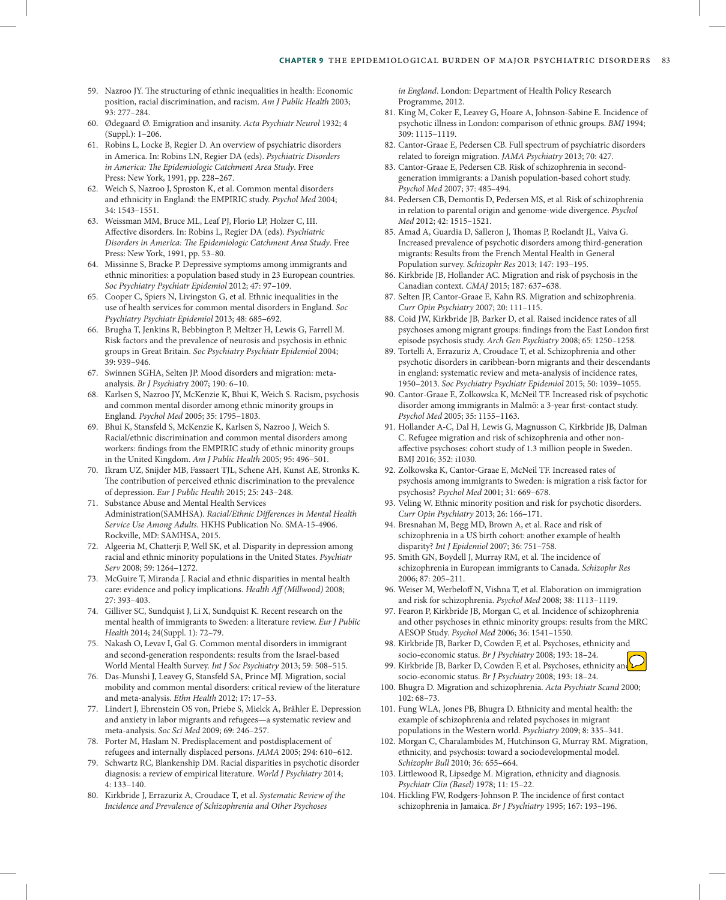59. Nazroo JY. The structuring of ethnic inequalities in health: Economic position, racial discrimination, and racism. *Am J Public Health* 2003; 93: 277–284.
60. Ødegaard Ø. Emigration and insanity. *Acta Psychiatr Neurol* 1932; 4 (Suppl.): 1–206.
61. Robins L, Locke B, Regier D. An overview of psychiatric disorders in America. In: Robins LN, Regier DA (eds). *Psychiatric Disorders in America: The Epidemiologic Catchment Area Study*. Free Press: New York, 1991, pp. 228–267.
62. Weich S, Nazroo J, Sproston K, et al. Common mental disorders and ethnicity in England: the EMPIRIC study. *Psychol Med* 2004; 34: 1543–1551.
63. Weissman MM, Bruce ML, Leaf PJ, Florio LP, Holzer C, III. Affective disorders. In: Robins L, Regier DA (eds). *Psychiatric Disorders in America: The Epidemiologic Catchment Area Study*. Free Press: New York, 1991, pp. 53–80.
64. Missinne S, Bracke P. Depressive symptoms among immigrants and ethnic minorities: a population based study in 23 European countries. *Soc Psychiatry Psychiatr Epidemiol* 2012; 47: 97–109.
65. Cooper C, Spiers N, Livingston G, et al. Ethnic inequalities in the use of health services for common mental disorders in England. *Soc Psychiatry Psychiatr Epidemiol* 2013; 48: 685–692.
66. Brugha T, Jenkins R, Bebbington P, Meltzer H, Lewis G, Farrell M. Risk factors and the prevalence of neurosis and psychosis in ethnic groups in Great Britain. *Soc Psychiatry Psychiatr Epidemiol* 2004; 39: 939–946.
67. Swinnen SGHA, Selten JP. Mood disorders and migration: meta-analysis. *Br J Psychiatry* 2007; 190: 6–10.
68. Karlsen S, Nazroo JY, McKenzie K, Bhui K, Weich S. Racism, psychosis and common mental disorder among ethnic minority groups in England. *Psychol Med* 2005; 35: 1795–1803.
69. Bhui K, Stansfeld S, McKenzie K, Karlsen S, Nazroo J, Weich S. Racial/ethnic discrimination and common mental disorders among workers: findings from the EMPIRIC study of ethnic minority groups in the United Kingdom. *Am J Public Health* 2005; 95: 496–501.
70. Ikram UZ, Snijder MB, Fassaert TJL, Schene AH, Kunst AE, Stronks K. The contribution of perceived ethnic discrimination to the prevalence of depression. *Eur J Public Health* 2015; 25: 243–248.
71. Substance Abuse and Mental Health Services Administration(SAMHSA). *Racial/Ethnic Differences in Mental Health Service Use Among Adults*. HKHS Publication No. SMA-15-4906. Rockville, MD: SAMHSA, 2015.
72. Algeeria M, Chatterji P, Well SK, et al. Disparity in depression among racial and ethnic minority populations in the United States. *Psychiatr Serv* 2008; 59: 1264–1272.
73. McGuire T, Miranda J. Racial and ethnic disparities in mental health care: evidence and policy implications. *Health Aff (Millwood)* 2008; 27: 393–403.
74. Gilliver SC, Sundquist J, Li X, Sundquist K. Recent research on the mental health of immigrants to Sweden: a literature review. *Eur J Public Health* 2014; 24(Suppl. 1): 72–79.
75. Nakash O, Levav I, Gal G. Common mental disorders in immigrant and second-generation respondents: results from the Israel-based World Mental Health Survey. *Int J Soc Psychiatry* 2013; 59: 508–515.
76. Das-Munshi J, Leavey G, Stansfeld SA, Prince MJ. Migration, social mobility and common mental disorders: critical review of the literature and meta-analysis. *Ethn Health* 2012; 17: 17–53.
77. Lindert J, Ehrenstein OS von, Priebe S, Mielck A, Brähler E. Depression and anxiety in labor migrants and refugees—a systematic review and meta-analysis. *Soc Sci Med* 2009; 69: 246–257.
78. Porter M, Haslam N. Predisplacement and postdisplacement of refugees and internally displaced persons. *JAMA* 2005; 294: 610–612.
79. Schwartz RC, Blankenship DM. Racial disparities in psychotic disorder diagnosis: a review of empirical literature. *World J Psychiatry* 2014; 4: 133–140.
80. Kirkbride J, Errazuriz A, Croudace T, et al. *Systematic Review of the Incidence and Prevalence of Schizophrenia and Other Psychoses in England*. London: Department of Health Policy Research Programme, 2012.
81. King M, Coker E, Leavey G, Hoare A, Johnson-Sabine E. Incidence of psychotic illness in London: comparison of ethnic groups. *BMJ* 1994; 309: 1115–1119.
82. Cantor-Graae E, Pedersen CB. Full spectrum of psychiatric disorders related to foreign migration. *JAMA Psychiatry* 2013; 70: 427.
83. Cantor-Graae E, Pedersen CB. Risk of schizophrenia in second-generation immigrants: a Danish population-based cohort study. *Psychol Med* 2007; 37: 485–494.
84. Pedersen CB, Demontis D, Pedersen MS, et al. Risk of schizophrenia in relation to parental origin and genome-wide divergence. *Psychol Med* 2012; 42: 1515–1521.
85. Amad A, Guardia D, Salleron J, Thomas P, Roelandt JL, Vaiva G. Increased prevalence of psychotic disorders among third-generation migrants: Results from the French Mental Health in General Population survey. *Schizophr Res* 2013; 147: 193–195.
86. Kirkbride JB, Hollander AC. Migration and risk of psychosis in the Canadian context. *CMAJ* 2015; 187: 637–638.
87. Selten JP, Cantor-Graae E, Kahn RS. Migration and schizophrenia. *Curr Opin Psychiatry* 2007; 20: 111–115.
88. Coid JW, Kirkbride JB, Barker D, et al. Raised incidence rates of all psychoses among migrant groups: findings from the East London first episode psychosis study. *Arch Gen Psychiatry* 2008; 65: 1250–1258.
89. Tortelli A, Errazuriz A, Croudace T, et al. Schizophrenia and other psychotic disorders in caribbean-born migrants and their descendants in england: systematic review and meta-analysis of incidence rates, 1950–2013. *Soc Psychiatry Psychiatr Epidemiol* 2015; 50: 1039–1055.
90. Cantor-Graae E, Zolkowska K, McNeil TF. Increased risk of psychotic disorder among immigrants in Malmö: a 3-year first-contact study. *Psychol Med* 2005; 35: 1155–1163.
91. Hollander A-C, Dal H, Lewis G, Magnusson C, Kirkbride JB, Dalman C. Refugee migration and risk of schizophrenia and other non-affective psychoses: cohort study of 1.3 million people in Sweden. BMJ 2016; 352: i1030.
92. Zolkowska K, Cantor-Graae E, McNeil TF. Increased rates of psychosis among immigrants to Sweden: is migration a risk factor for psychosis? *Psychol Med* 2001; 31: 669–678.
93. Veling W. Ethnic minority position and risk for psychotic disorders. *Curr Opin Psychiatry* 2013; 26: 166–171.
94. Bresnahan M, Begg MD, Brown A, et al. Race and risk of schizophrenia in a US birth cohort: another example of health disparity? *Int J Epidemiol* 2007; 36: 751–758.
95. Smith GN, Boydell J, Murray RM, et al. The incidence of schizophrenia in European immigrants to Canada. *Schizophr Res* 2006; 87: 205–211.
96. Weiser M, Werbeloff N, Vishna T, et al. Elaboration on immigration and risk for schizophrenia. *Psychol Med* 2008; 38: 1113–1119.
97. Fearon P, Kirkbride JB, Morgan C, et al. Incidence of schizophrenia and other psychoses in ethnic minority groups: results from the MRC AESOP Study. *Psychol Med* 2006; 36: 1541–1550.
98. Kirkbride JB, Barker D, Cowden F, et al. Psychoses, ethnicity and socio-economic status. *Br J Psychiatry* 2008; 193: 18–24.
99. Kirkbride JB, Barker D, Cowden F, et al. Psychoses, ethnicity and socio-economic status. *Br J Psychiatry* 2008; 193: 18–24.
100. Bhugra D. Migration and schizophrenia. *Acta Psychiatr Scand* 2000; 102: 68–73.
101. Fung WLA, Jones PB, Bhugra D. Ethnicity and mental health: the example of schizophrenia and related psychoses in migrant populations in the Western world. *Psychiatry* 2009; 8: 335–341.
102. Morgan C, Charalambides M, Hutchinson G, Murray RM. Migration, ethnicity, and psychosis: toward a sociodevelopmental model. *Schizophr Bull* 2010; 36: 655–664.
103. Littlewood R, Lipsedge M. Migration, ethnicity and diagnosis. *Psychiatr Clin (Basel)* 1978; 11: 15–22.
104. Hickling FW, Rodgers-Johnson P. The incidence of first contact schizophrenia in Jamaica. *Br J Psychiatry* 1995; 167: 193–196.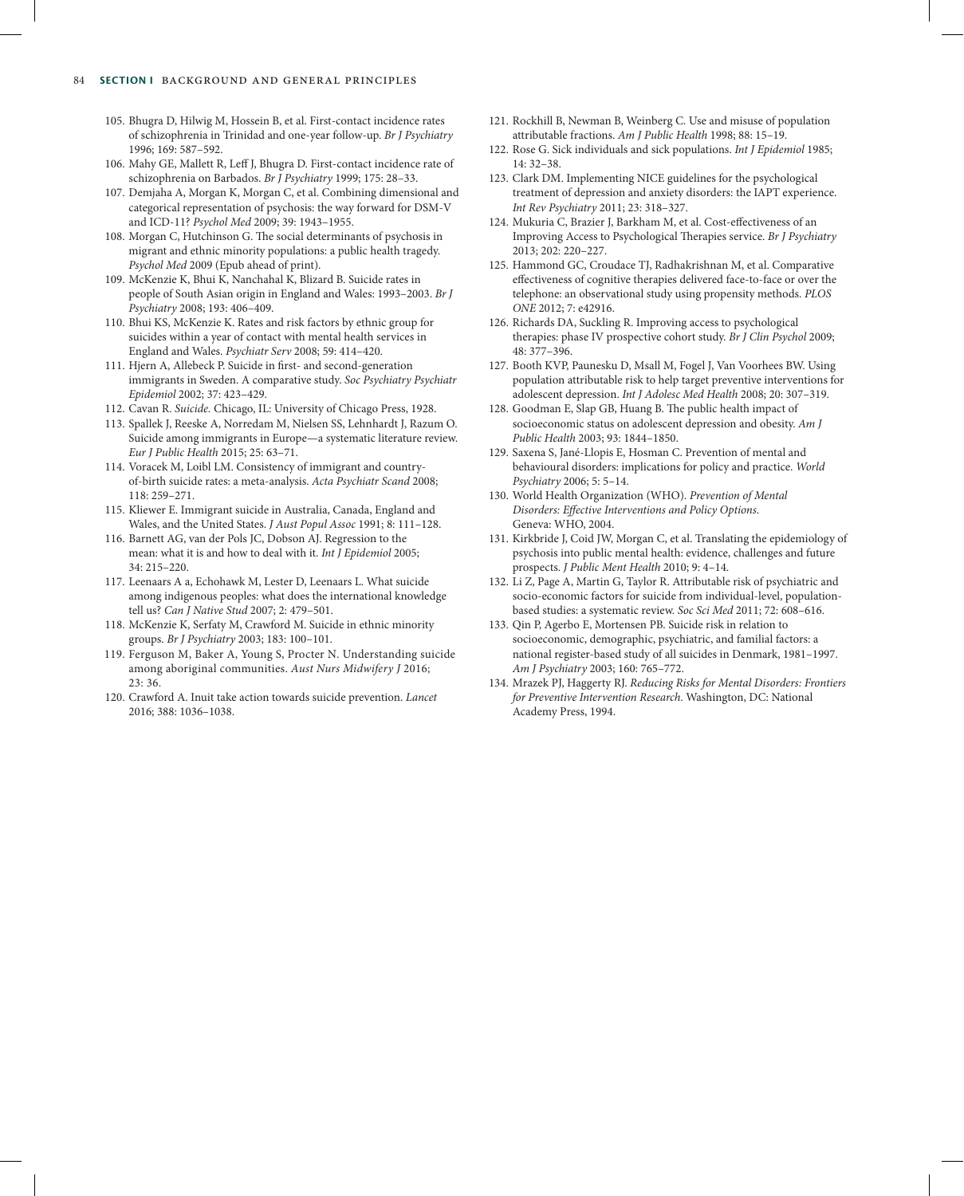105. Bhugra D, Hilwig M, Hossein B, et al. First-contact incidence rates of schizophrenia in Trinidad and one-year follow-up. *Br J Psychiatry* 1996; 169: 587–592.
106. Mahy GE, Mallett R, Leff J, Bhugra D. First-contact incidence rate of schizophrenia on Barbados. *Br J Psychiatry* 1999; 175: 28–33.
107. Demjaha A, Morgan K, Morgan C, et al. Combining dimensional and categorical representation of psychosis: the way forward for DSM-V and ICD-11? *Psychol Med* 2009; 39: 1943–1955.
108. Morgan C, Hutchinson G. The social determinants of psychosis in migrant and ethnic minority populations: a public health tragedy. *Psychol Med* 2009 (Epub ahead of print).
109. McKenzie K, Bhui K, Nanchahal K, Blizard B. Suicide rates in people of South Asian origin in England and Wales: 1993–2003. *Br J Psychiatry* 2008; 193: 406–409.
110. Bhui KS, McKenzie K. Rates and risk factors by ethnic group for suicides within a year of contact with mental health services in England and Wales. *Psychiatr Serv* 2008; 59: 414–420.
111. Hjern A, Allebeck P. Suicide in first- and second-generation immigrants in Sweden. A comparative study. *Soc Psychiatry Psychiatr Epidemiol* 2002; 37: 423–429.
112. Cavan R. *Suicide.* Chicago, IL: University of Chicago Press, 1928.
113. Spallek J, Reeske A, Norredam M, Nielsen SS, Lehnhardt J, Razum O. Suicide among immigrants in Europe—a systematic literature review. *Eur J Public Health* 2015; 25: 63–71.
114. Voracek M, Loibl LM. Consistency of immigrant and country-of-birth suicide rates: a meta-analysis. *Acta Psychiatr Scand* 2008; 118: 259–271.
115. Kliewer E. Immigrant suicide in Australia, Canada, England and Wales, and the United States. *J Aust Popul Assoc* 1991; 8: 111–128.
116. Barnett AG, van der Pols JC, Dobson AJ. Regression to the mean: what it is and how to deal with it. *Int J Epidemiol* 2005; 34: 215–220.
117. Leenaars A a, Echohawk M, Lester D, Leenaars L. What suicide among indigenous peoples: what does the international knowledge tell us? *Can J Native Stud* 2007; 2: 479–501.
118. McKenzie K, Serfaty M, Crawford M. Suicide in ethnic minority groups. *Br J Psychiatry* 2003; 183: 100–101.
119. Ferguson M, Baker A, Young S, Procter N. Understanding suicide among aboriginal communities. *Aust Nurs Midwifery J* 2016; 23: 36.
120. Crawford A. Inuit take action towards suicide prevention. *Lancet* 2016; 388: 1036–1038.
121. Rockhill B, Newman B, Weinberg C. Use and misuse of population attributable fractions. *Am J Public Health* 1998; 88: 15–19.
122. Rose G. Sick individuals and sick populations. *Int J Epidemiol* 1985; 14: 32–38.
123. Clark DM. Implementing NICE guidelines for the psychological treatment of depression and anxiety disorders: the IAPT experience. *Int Rev Psychiatry* 2011; 23: 318–327.
124. Mukuria C, Brazier J, Barkham M, et al. Cost-effectiveness of an Improving Access to Psychological Therapies service. *Br J Psychiatry* 2013; 202: 220–227.
125. Hammond GC, Croudace TJ, Radhakrishnan M, et al. Comparative effectiveness of cognitive therapies delivered face-to-face or over the telephone: an observational study using propensity methods. *PLOS ONE* 2012; 7: e42916.
126. Richards DA, Suckling R. Improving access to psychological therapies: phase IV prospective cohort study. *Br J Clin Psychol* 2009; 48: 377–396.
127. Booth KVP, Paunesku D, Msall M, Fogel J, Van Voorhees BW. Using population attributable risk to help target preventive interventions for adolescent depression. *Int J Adolesc Med Health* 2008; 20: 307–319.
128. Goodman E, Slap GB, Huang B. The public health impact of socioeconomic status on adolescent depression and obesity. *Am J Public Health* 2003; 93: 1844–1850.
129. Saxena S, Jané-Llopis E, Hosman C. Prevention of mental and behavioural disorders: implications for policy and practice. *World Psychiatry* 2006; 5: 5–14.
130. World Health Organization (WHO). *Prevention of Mental Disorders: Effective Interventions and Policy Options.* Geneva: WHO, 2004.
131. Kirkbride J, Coid JW, Morgan C, et al. Translating the epidemiology of psychosis into public mental health: evidence, challenges and future prospects. *J Public Ment Health* 2010; 9: 4–14.
132. Li Z, Page A, Martin G, Taylor R. Attributable risk of psychiatric and socio-economic factors for suicide from individual-level, population-based studies: a systematic review. *Soc Sci Med* 2011; 72: 608–616.
133. Qin P, Agerbo E, Mortensen PB. Suicide risk in relation to socioeconomic, demographic, psychiatric, and familial factors: a national register-based study of all suicides in Denmark, 1981–1997. *Am J Psychiatry* 2003; 160: 765–772.
134. Mrazek PJ, Haggerty RJ. *Reducing Risks for Mental Disorders: Frontiers for Preventive Intervention Research.* Washington, DC: National Academy Press, 1994.